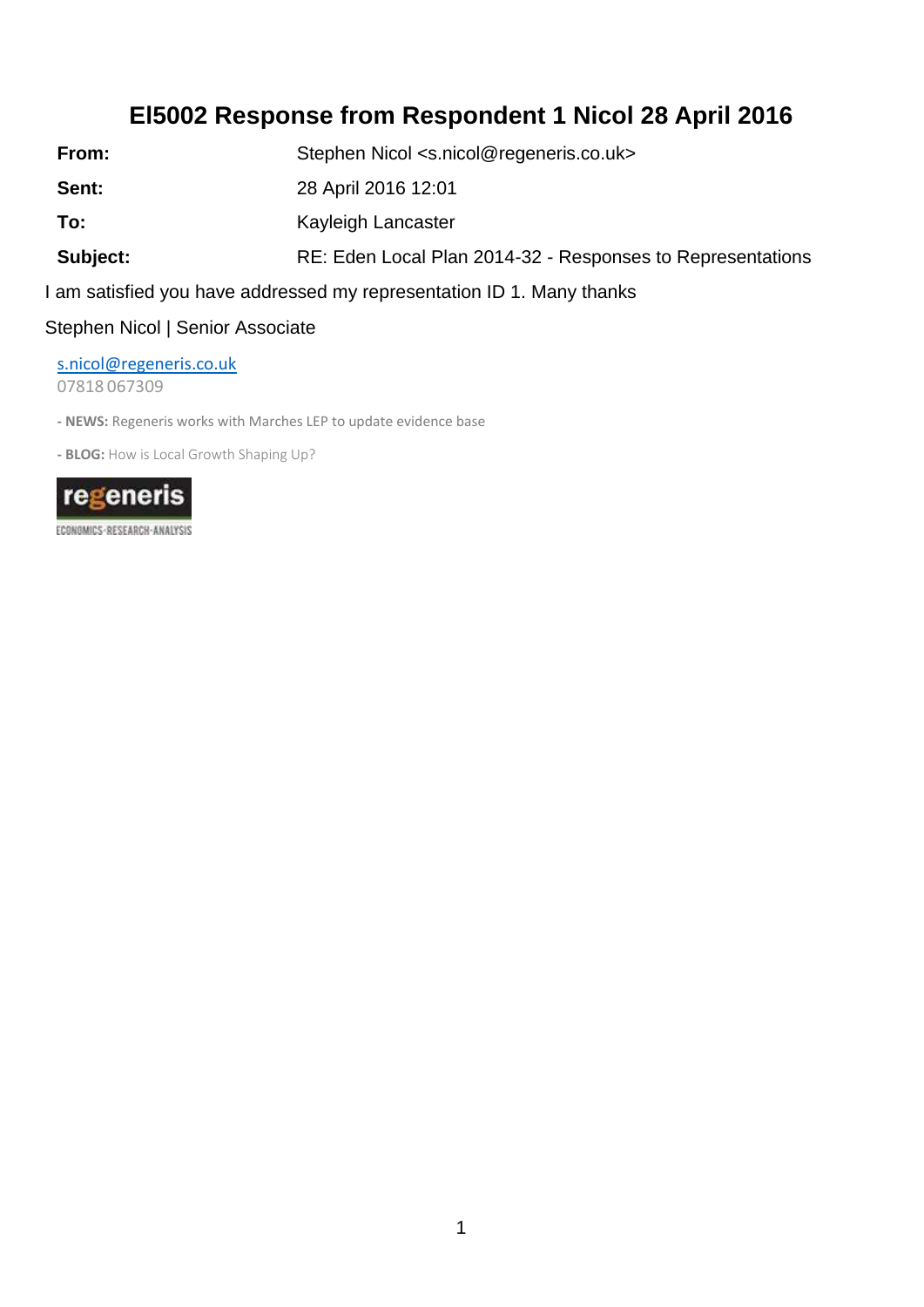# EI5002 Response from Respondent 1 Nicol 28 April 2016

| **From:** | Stephen Nicol <s.nicol@regeneris.co.uk> |
| --- | --- |
| **Sent:** | 28 April 2016 12:01 |
| **To:** | Kayleigh Lancaster |
| **Subject:** | RE: Eden Local Plan 2014-32 - Responses to Representations |

I am satisfied you have addressed my representation ID 1. Many thanks

Stephen Nicol | Senior Associate

s.nicol@regeneris.co.uk
07818 067309

- **NEWS:** Regeneris works with Marches LEP to update evidence base

- **BLOG:** How is Local Growth Shaping Up?

regeneris
ECONOMICS·RESEARCH·ANALYSIS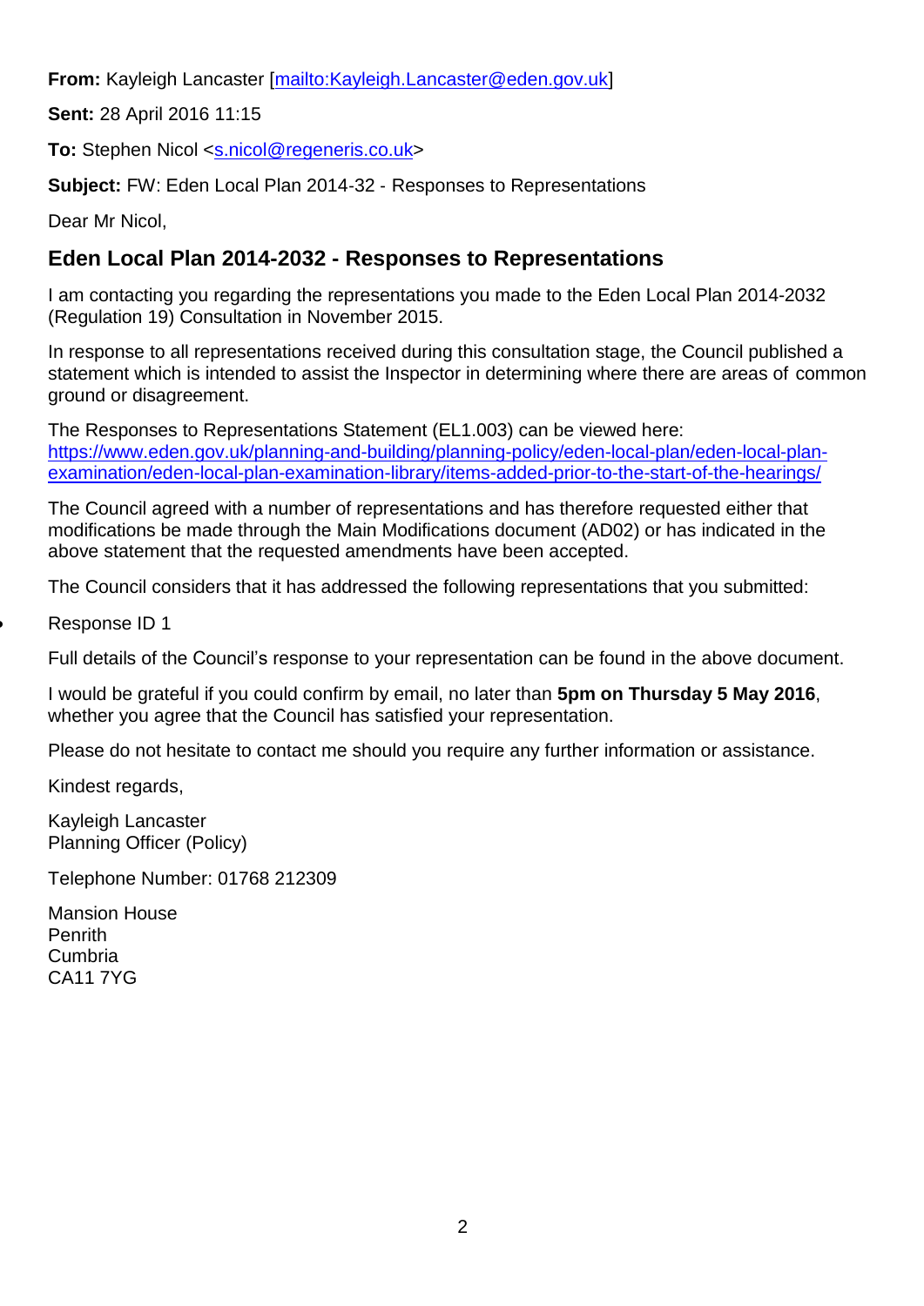**From:** Kayleigh Lancaster [mailto:Kayleigh.Lancaster@eden.gov.uk]

**Sent:** 28 April 2016 11:15

**To:** Stephen Nicol <s.nicol@regeneris.co.uk>

**Subject:** FW: Eden Local Plan 2014-32 - Responses to Representations

Dear Mr Nicol,

## Eden Local Plan 2014-2032 - Responses to Representations

I am contacting you regarding the representations you made to the Eden Local Plan 2014-2032 (Regulation 19) Consultation in November 2015.

In response to all representations received during this consultation stage, the Council published a statement which is intended to assist the Inspector in determining where there are areas of common ground or disagreement.

The Responses to Representations Statement (EL1.003) can be viewed here: https://www.eden.gov.uk/planning-and-building/planning-policy/eden-local-plan/eden-local-plan-examination/eden-local-plan-examination-library/items-added-prior-to-the-start-of-the-hearings/

The Council agreed with a number of representations and has therefore requested either that modifications be made through the Main Modifications document (AD02) or has indicated in the above statement that the requested amendments have been accepted.

The Council considers that it has addressed the following representations that you submitted:

- Response ID 1

Full details of the Council's response to your representation can be found in the above document.

I would be grateful if you could confirm by email, no later than **5pm on Thursday 5 May 2016**, whether you agree that the Council has satisfied your representation.

Please do not hesitate to contact me should you require any further information or assistance.

Kindest regards,

Kayleigh Lancaster
Planning Officer (Policy)

Telephone Number: 01768 212309

Mansion House
Penrith
Cumbria
CA11 7YG